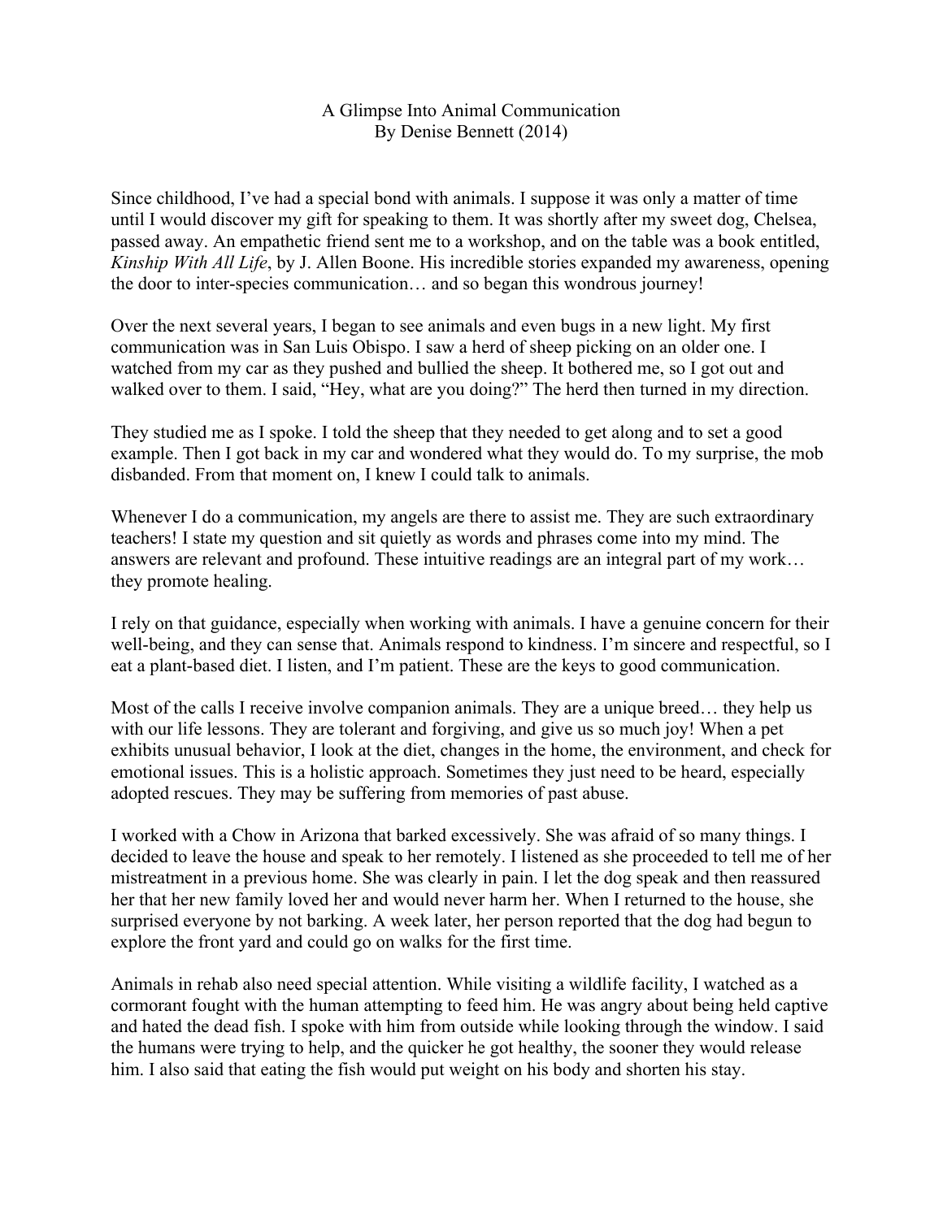# A Glimpse Into Animal Communication

By Denise Bennett (2014)

Since childhood, I've had a special bond with animals. I suppose it was only a matter of time until I would discover my gift for speaking to them. It was shortly after my sweet dog, Chelsea, passed away. An empathetic friend sent me to a workshop, and on the table was a book entitled, *Kinship With All Life*, by J. Allen Boone. His incredible stories expanded my awareness, opening the door to inter-species communication… and so began this wondrous journey!

Over the next several years, I began to see animals and even bugs in a new light. My first communication was in San Luis Obispo. I saw a herd of sheep picking on an older one. I watched from my car as they pushed and bullied the sheep. It bothered me, so I got out and walked over to them. I said, "Hey, what are you doing?" The herd then turned in my direction.

They studied me as I spoke. I told the sheep that they needed to get along and to set a good example. Then I got back in my car and wondered what they would do. To my surprise, the mob disbanded. From that moment on, I knew I could talk to animals.

Whenever I do a communication, my angels are there to assist me. They are such extraordinary teachers! I state my question and sit quietly as words and phrases come into my mind. The answers are relevant and profound. These intuitive readings are an integral part of my work… they promote healing.

I rely on that guidance, especially when working with animals. I have a genuine concern for their well-being, and they can sense that. Animals respond to kindness. I'm sincere and respectful, so I eat a plant-based diet. I listen, and I'm patient. These are the keys to good communication.

Most of the calls I receive involve companion animals. They are a unique breed… they help us with our life lessons. They are tolerant and forgiving, and give us so much joy! When a pet exhibits unusual behavior, I look at the diet, changes in the home, the environment, and check for emotional issues. This is a holistic approach. Sometimes they just need to be heard, especially adopted rescues. They may be suffering from memories of past abuse.

I worked with a Chow in Arizona that barked excessively. She was afraid of so many things. I decided to leave the house and speak to her remotely. I listened as she proceeded to tell me of her mistreatment in a previous home. She was clearly in pain. I let the dog speak and then reassured her that her new family loved her and would never harm her. When I returned to the house, she surprised everyone by not barking. A week later, her person reported that the dog had begun to explore the front yard and could go on walks for the first time.

Animals in rehab also need special attention. While visiting a wildlife facility, I watched as a cormorant fought with the human attempting to feed him. He was angry about being held captive and hated the dead fish. I spoke with him from outside while looking through the window. I said the humans were trying to help, and the quicker he got healthy, the sooner they would release him. I also said that eating the fish would put weight on his body and shorten his stay.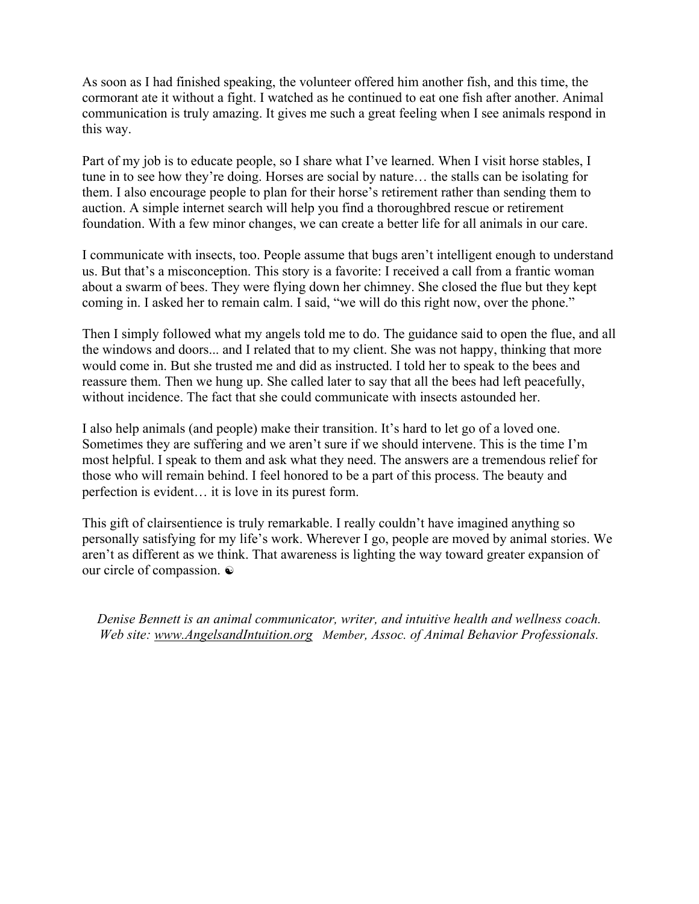As soon as I had finished speaking, the volunteer offered him another fish, and this time, the cormorant ate it without a fight. I watched as he continued to eat one fish after another. Animal communication is truly amazing. It gives me such a great feeling when I see animals respond in this way.

Part of my job is to educate people, so I share what I've learned. When I visit horse stables, I tune in to see how they're doing. Horses are social by nature… the stalls can be isolating for them. I also encourage people to plan for their horse's retirement rather than sending them to auction. A simple internet search will help you find a thoroughbred rescue or retirement foundation. With a few minor changes, we can create a better life for all animals in our care.

I communicate with insects, too. People assume that bugs aren't intelligent enough to understand us. But that's a misconception. This story is a favorite: I received a call from a frantic woman about a swarm of bees. They were flying down her chimney. She closed the flue but they kept coming in. I asked her to remain calm. I said, "we will do this right now, over the phone."

Then I simply followed what my angels told me to do. The guidance said to open the flue, and all the windows and doors... and I related that to my client. She was not happy, thinking that more would come in. But she trusted me and did as instructed. I told her to speak to the bees and reassure them. Then we hung up. She called later to say that all the bees had left peacefully, without incidence. The fact that she could communicate with insects astounded her.

I also help animals (and people) make their transition. It's hard to let go of a loved one. Sometimes they are suffering and we aren't sure if we should intervene. This is the time I'm most helpful. I speak to them and ask what they need. The answers are a tremendous relief for those who will remain behind. I feel honored to be a part of this process. The beauty and perfection is evident… it is love in its purest form.

This gift of clairsentience is truly remarkable. I really couldn't have imagined anything so personally satisfying for my life's work. Wherever I go, people are moved by animal stories. We aren't as different as we think. That awareness is lighting the way toward greater expansion of our circle of compassion. ☯

*Denise Bennett is an animal communicator, writer, and intuitive health and wellness coach. Web site: www.AngelsandIntuition.org Member, Assoc. of Animal Behavior Professionals.*